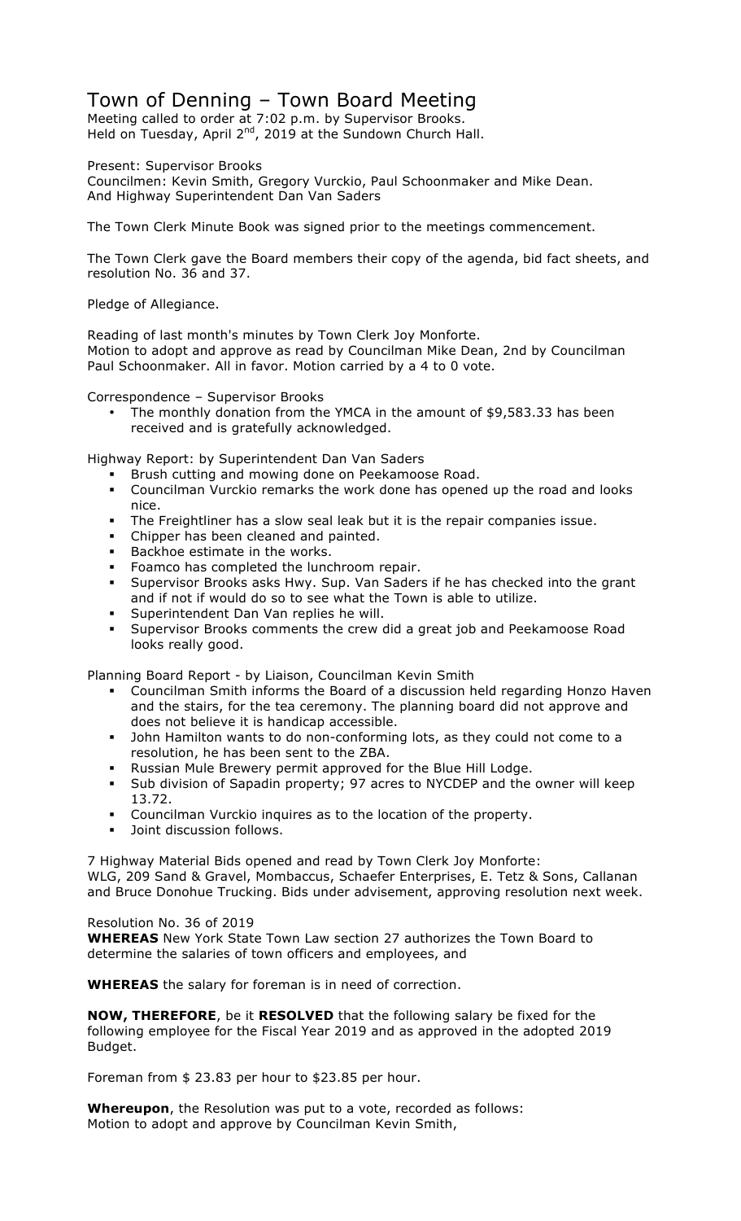# Town of Denning – Town Board Meeting

Meeting called to order at 7:02 p.m. by Supervisor Brooks.
Held on Tuesday, April 2nd, 2019 at the Sundown Church Hall.

Present: Supervisor Brooks
Councilmen: Kevin Smith, Gregory Vurckio, Paul Schoonmaker and Mike Dean.
And Highway Superintendent Dan Van Saders

The Town Clerk Minute Book was signed prior to the meetings commencement.

The Town Clerk gave the Board members their copy of the agenda, bid fact sheets, and resolution No. 36 and 37.

Pledge of Allegiance.

Reading of last month's minutes by Town Clerk Joy Monforte.
Motion to adopt and approve as read by Councilman Mike Dean, 2nd by Councilman Paul Schoonmaker. All in favor. Motion carried by a 4 to 0 vote.

Correspondence – Supervisor Brooks

- The monthly donation from the YMCA in the amount of $9,583.33 has been received and is gratefully acknowledged.

Highway Report: by Superintendent Dan Van Saders

- Brush cutting and mowing done on Peekamoose Road.
- Councilman Vurckio remarks the work done has opened up the road and looks nice.
- The Freightliner has a slow seal leak but it is the repair companies issue.
- Chipper has been cleaned and painted.
- Backhoe estimate in the works.
- Foamco has completed the lunchroom repair.
- Supervisor Brooks asks Hwy. Sup. Van Saders if he has checked into the grant and if not if would do so to see what the Town is able to utilize.
- Superintendent Dan Van replies he will.
- Supervisor Brooks comments the crew did a great job and Peekamoose Road looks really good.

Planning Board Report - by Liaison, Councilman Kevin Smith

- Councilman Smith informs the Board of a discussion held regarding Honzo Haven and the stairs, for the tea ceremony. The planning board did not approve and does not believe it is handicap accessible.
- John Hamilton wants to do non-conforming lots, as they could not come to a resolution, he has been sent to the ZBA.
- Russian Mule Brewery permit approved for the Blue Hill Lodge.
- Sub division of Sapadin property; 97 acres to NYCDEP and the owner will keep 13.72.
- Councilman Vurckio inquires as to the location of the property.
- Joint discussion follows.

7 Highway Material Bids opened and read by Town Clerk Joy Monforte:
WLG, 209 Sand & Gravel, Mombaccus, Schaefer Enterprises, E. Tetz & Sons, Callanan and Bruce Donohue Trucking. Bids under advisement, approving resolution next week.

Resolution No. 36 of 2019
**WHEREAS** New York State Town Law section 27 authorizes the Town Board to determine the salaries of town officers and employees, and

**WHEREAS** the salary for foreman is in need of correction.

**NOW, THEREFORE**, be it **RESOLVED** that the following salary be fixed for the following employee for the Fiscal Year 2019 and as approved in the adopted 2019 Budget.

Foreman from $ 23.83 per hour to $23.85 per hour.

**Whereupon**, the Resolution was put to a vote, recorded as follows:
Motion to adopt and approve by Councilman Kevin Smith,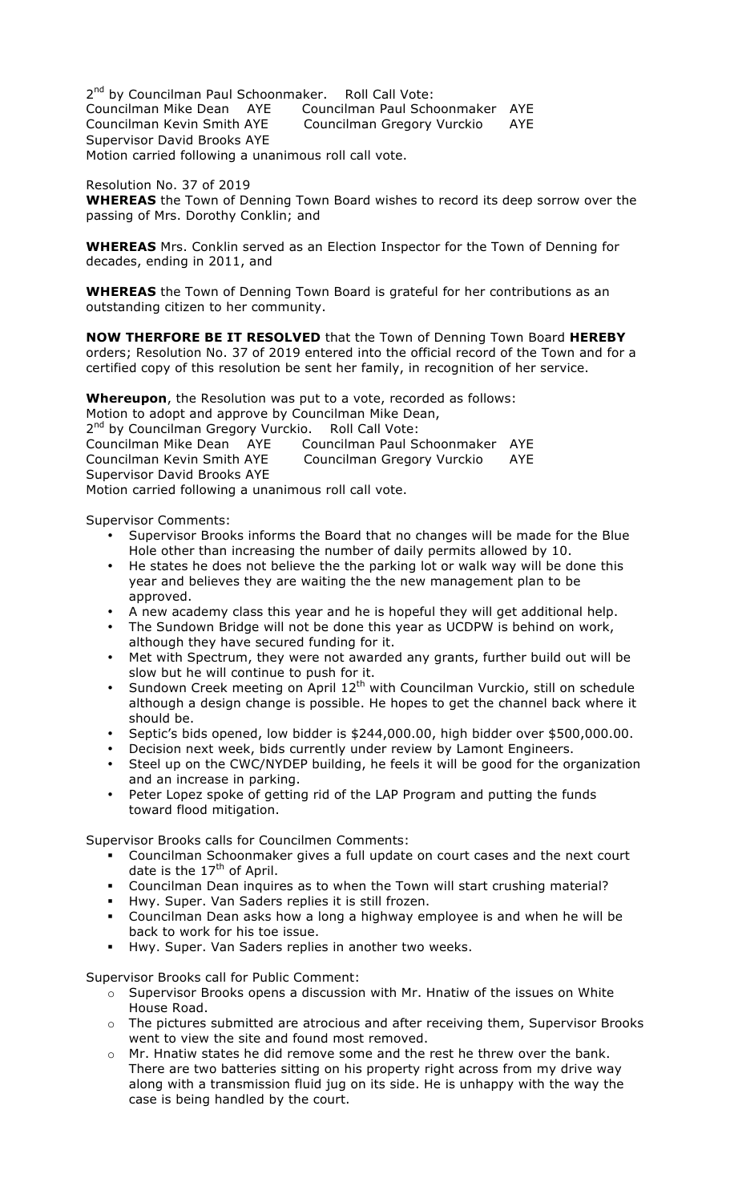2nd by Councilman Paul Schoonmaker. Roll Call Vote:
Councilman Mike Dean AYE Councilman Paul Schoonmaker AYE
Councilman Kevin Smith AYE Councilman Gregory Vurckio AYE
Supervisor David Brooks AYE
Motion carried following a unanimous roll call vote.

Resolution No. 37 of 2019
**WHEREAS** the Town of Denning Town Board wishes to record its deep sorrow over the passing of Mrs. Dorothy Conklin; and

**WHEREAS** Mrs. Conklin served as an Election Inspector for the Town of Denning for decades, ending in 2011, and

**WHEREAS** the Town of Denning Town Board is grateful for her contributions as an outstanding citizen to her community.

**NOW THERFORE BE IT RESOLVED** that the Town of Denning Town Board **HEREBY** orders; Resolution No. 37 of 2019 entered into the official record of the Town and for a certified copy of this resolution be sent her family, in recognition of her service.

**Whereupon**, the Resolution was put to a vote, recorded as follows:
Motion to adopt and approve by Councilman Mike Dean,
2nd by Councilman Gregory Vurckio. Roll Call Vote:
Councilman Mike Dean AYE Councilman Paul Schoonmaker AYE
Councilman Kevin Smith AYE Councilman Gregory Vurckio AYE
Supervisor David Brooks AYE
Motion carried following a unanimous roll call vote.

Supervisor Comments:

- Supervisor Brooks informs the Board that no changes will be made for the Blue Hole other than increasing the number of daily permits allowed by 10.
- He states he does not believe the the parking lot or walk way will be done this year and believes they are waiting the the new management plan to be approved.
- A new academy class this year and he is hopeful they will get additional help.
- The Sundown Bridge will not be done this year as UCDPW is behind on work, although they have secured funding for it.
- Met with Spectrum, they were not awarded any grants, further build out will be slow but he will continue to push for it.
- Sundown Creek meeting on April 12th with Councilman Vurckio, still on schedule although a design change is possible. He hopes to get the channel back where it should be.
- Septic's bids opened, low bidder is $244,000.00, high bidder over $500,000.00.
- Decision next week, bids currently under review by Lamont Engineers.
- Steel up on the CWC/NYDEP building, he feels it will be good for the organization and an increase in parking.
- Peter Lopez spoke of getting rid of the LAP Program and putting the funds toward flood mitigation.

Supervisor Brooks calls for Councilmen Comments:

- Councilman Schoonmaker gives a full update on court cases and the next court date is the 17th of April.
- Councilman Dean inquires as to when the Town will start crushing material?
- Hwy. Super. Van Saders replies it is still frozen.
- Councilman Dean asks how a long a highway employee is and when he will be back to work for his toe issue.
- Hwy. Super. Van Saders replies in another two weeks.

Supervisor Brooks call for Public Comment:

- Supervisor Brooks opens a discussion with Mr. Hnatiw of the issues on White House Road.
- The pictures submitted are atrocious and after receiving them, Supervisor Brooks went to view the site and found most removed.
- Mr. Hnatiw states he did remove some and the rest he threw over the bank. There are two batteries sitting on his property right across from my drive way along with a transmission fluid jug on its side. He is unhappy with the way the case is being handled by the court.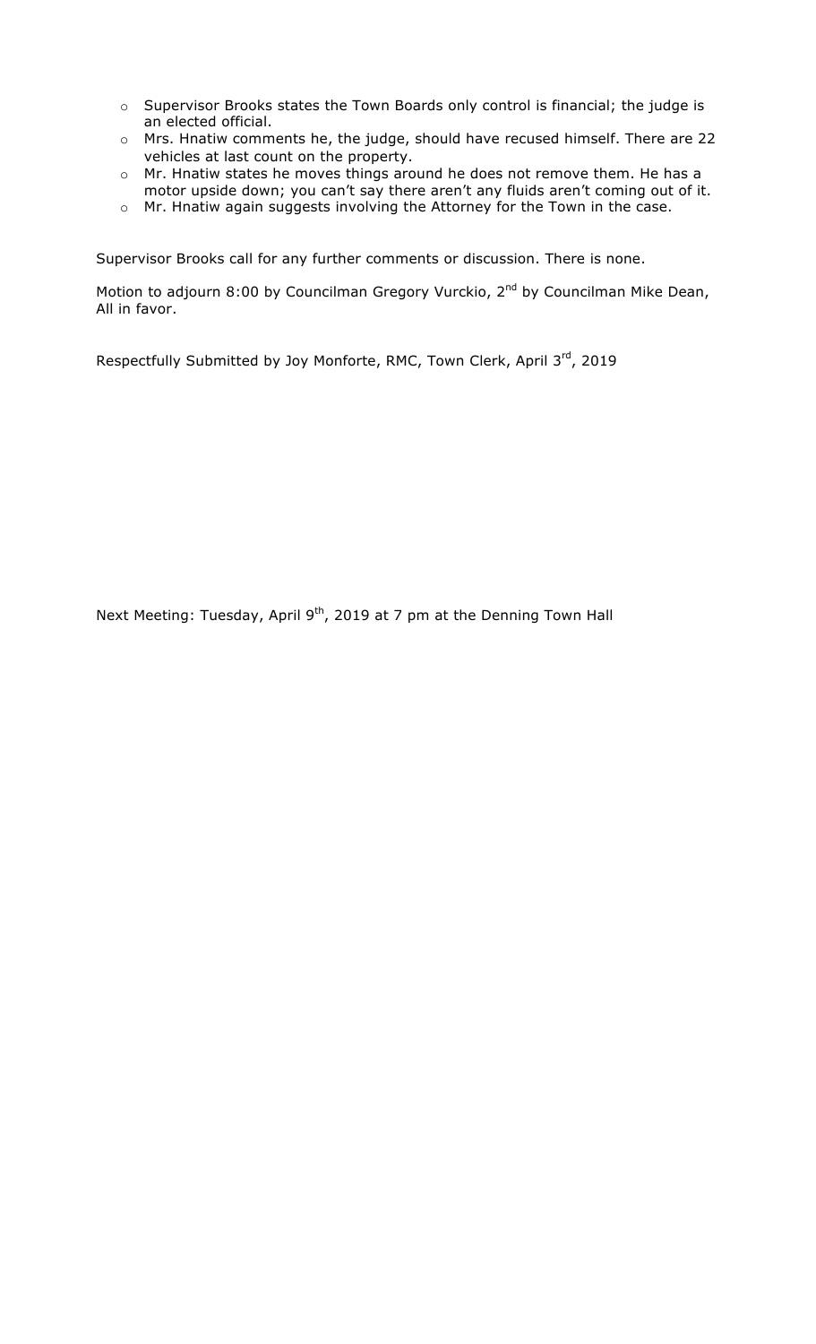- Supervisor Brooks states the Town Boards only control is financial; the judge is an elected official.
- Mrs. Hnatiw comments he, the judge, should have recused himself. There are 22 vehicles at last count on the property.
- Mr. Hnatiw states he moves things around he does not remove them. He has a motor upside down; you can't say there aren't any fluids aren't coming out of it.
- Mr. Hnatiw again suggests involving the Attorney for the Town in the case.

Supervisor Brooks call for any further comments or discussion. There is none.

Motion to adjourn 8:00 by Councilman Gregory Vurckio, 2nd by Councilman Mike Dean, All in favor.

Respectfully Submitted by Joy Monforte, RMC, Town Clerk, April 3rd, 2019

Next Meeting: Tuesday, April 9th, 2019 at 7 pm at the Denning Town Hall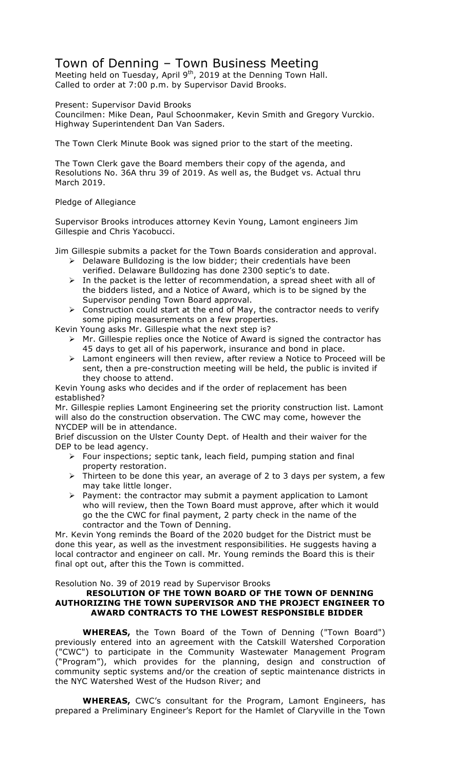# Town of Denning – Town Business Meeting

Meeting held on Tuesday, April 9th, 2019 at the Denning Town Hall.
Called to order at 7:00 p.m. by Supervisor David Brooks.

Present: Supervisor David Brooks
Councilmen: Mike Dean, Paul Schoonmaker, Kevin Smith and Gregory Vurckio.
Highway Superintendent Dan Van Saders.

The Town Clerk Minute Book was signed prior to the start of the meeting.

The Town Clerk gave the Board members their copy of the agenda, and Resolutions No. 36A thru 39 of 2019. As well as, the Budget vs. Actual thru March 2019.

Pledge of Allegiance

Supervisor Brooks introduces attorney Kevin Young, Lamont engineers Jim Gillespie and Chris Yacobucci.

Jim Gillespie submits a packet for the Town Boards consideration and approval.

- Delaware Bulldozing is the low bidder; their credentials have been verified. Delaware Bulldozing has done 2300 septic's to date.
- In the packet is the letter of recommendation, a spread sheet with all of the bidders listed, and a Notice of Award, which is to be signed by the Supervisor pending Town Board approval.
- Construction could start at the end of May, the contractor needs to verify some piping measurements on a few properties.

Kevin Young asks Mr. Gillespie what the next step is?

- Mr. Gillespie replies once the Notice of Award is signed the contractor has 45 days to get all of his paperwork, insurance and bond in place.
- Lamont engineers will then review, after review a Notice to Proceed will be sent, then a pre-construction meeting will be held, the public is invited if they choose to attend.

Kevin Young asks who decides and if the order of replacement has been established?

Mr. Gillespie replies Lamont Engineering set the priority construction list. Lamont will also do the construction observation. The CWC may come, however the NYCDEP will be in attendance.

Brief discussion on the Ulster County Dept. of Health and their waiver for the DEP to be lead agency.

- Four inspections; septic tank, leach field, pumping station and final property restoration.
- Thirteen to be done this year, an average of 2 to 3 days per system, a few may take little longer.
- Payment: the contractor may submit a payment application to Lamont who will review, then the Town Board must approve, after which it would go the the CWC for final payment, 2 party check in the name of the contractor and the Town of Denning.

Mr. Kevin Yong reminds the Board of the 2020 budget for the District must be done this year, as well as the investment responsibilities. He suggests having a local contractor and engineer on call. Mr. Young reminds the Board this is their final opt out, after this the Town is committed.

Resolution No. 39 of 2019 read by Supervisor Brooks

**RESOLUTION OF THE TOWN BOARD OF THE TOWN OF DENNING AUTHORIZING THE TOWN SUPERVISOR AND THE PROJECT ENGINEER TO AWARD CONTRACTS TO THE LOWEST RESPONSIBLE BIDDER**

**WHEREAS,** the Town Board of the Town of Denning ("Town Board") previously entered into an agreement with the Catskill Watershed Corporation ("CWC") to participate in the Community Wastewater Management Program ("Program"), which provides for the planning, design and construction of community septic systems and/or the creation of septic maintenance districts in the NYC Watershed West of the Hudson River; and

**WHEREAS,** CWC's consultant for the Program, Lamont Engineers, has prepared a Preliminary Engineer's Report for the Hamlet of Claryville in the Town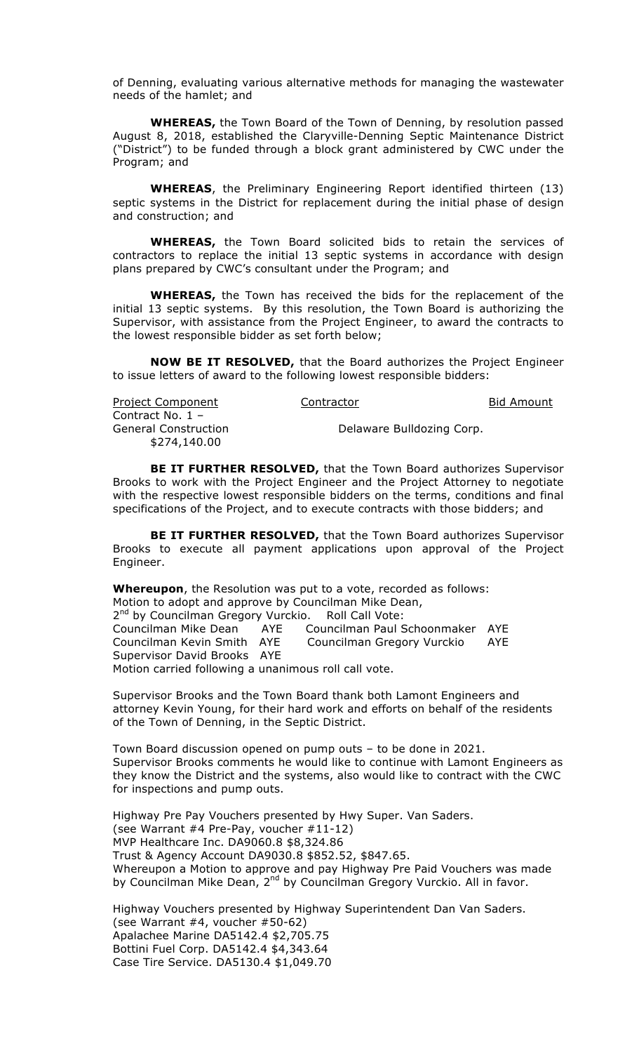of Denning, evaluating various alternative methods for managing the wastewater needs of the hamlet; and

**WHEREAS,** the Town Board of the Town of Denning, by resolution passed August 8, 2018, established the Claryville-Denning Septic Maintenance District ("District") to be funded through a block grant administered by CWC under the Program; and

**WHEREAS**, the Preliminary Engineering Report identified thirteen (13) septic systems in the District for replacement during the initial phase of design and construction; and

**WHEREAS,** the Town Board solicited bids to retain the services of contractors to replace the initial 13 septic systems in accordance with design plans prepared by CWC's consultant under the Program; and

**WHEREAS,** the Town has received the bids for the replacement of the initial 13 septic systems. By this resolution, the Town Board is authorizing the Supervisor, with assistance from the Project Engineer, to award the contracts to the lowest responsible bidder as set forth below;

**NOW BE IT RESOLVED,** that the Board authorizes the Project Engineer to issue letters of award to the following lowest responsible bidders:

| Project Component | Contractor | Bid Amount |
|---|---|---|
| Contract No. 1 – General Construction | Delaware Bulldozing Corp. | $274,140.00 |

**BE IT FURTHER RESOLVED,** that the Town Board authorizes Supervisor Brooks to work with the Project Engineer and the Project Attorney to negotiate with the respective lowest responsible bidders on the terms, conditions and final specifications of the Project, and to execute contracts with those bidders; and

**BE IT FURTHER RESOLVED,** that the Town Board authorizes Supervisor Brooks to execute all payment applications upon approval of the Project Engineer.

**Whereupon**, the Resolution was put to a vote, recorded as follows:
Motion to adopt and approve by Councilman Mike Dean,
2nd by Councilman Gregory Vurckio. Roll Call Vote:
Councilman Mike Dean AYE Councilman Paul Schoonmaker AYE
Councilman Kevin Smith AYE Councilman Gregory Vurckio AYE
Supervisor David Brooks AYE
Motion carried following a unanimous roll call vote.

Supervisor Brooks and the Town Board thank both Lamont Engineers and attorney Kevin Young, for their hard work and efforts on behalf of the residents of the Town of Denning, in the Septic District.

Town Board discussion opened on pump outs – to be done in 2021.
Supervisor Brooks comments he would like to continue with Lamont Engineers as they know the District and the systems, also would like to contract with the CWC for inspections and pump outs.

Highway Pre Pay Vouchers presented by Hwy Super. Van Saders.
(see Warrant #4 Pre-Pay, voucher #11-12)
MVP Healthcare Inc. DA9060.8 $8,324.86
Trust & Agency Account DA9030.8 $852.52, $847.65.
Whereupon a Motion to approve and pay Highway Pre Paid Vouchers was made by Councilman Mike Dean, 2nd by Councilman Gregory Vurckio. All in favor.

Highway Vouchers presented by Highway Superintendent Dan Van Saders.
(see Warrant #4, voucher #50-62)
Apalachee Marine DA5142.4 $2,705.75
Bottini Fuel Corp. DA5142.4 $4,343.64
Case Tire Service. DA5130.4 $1,049.70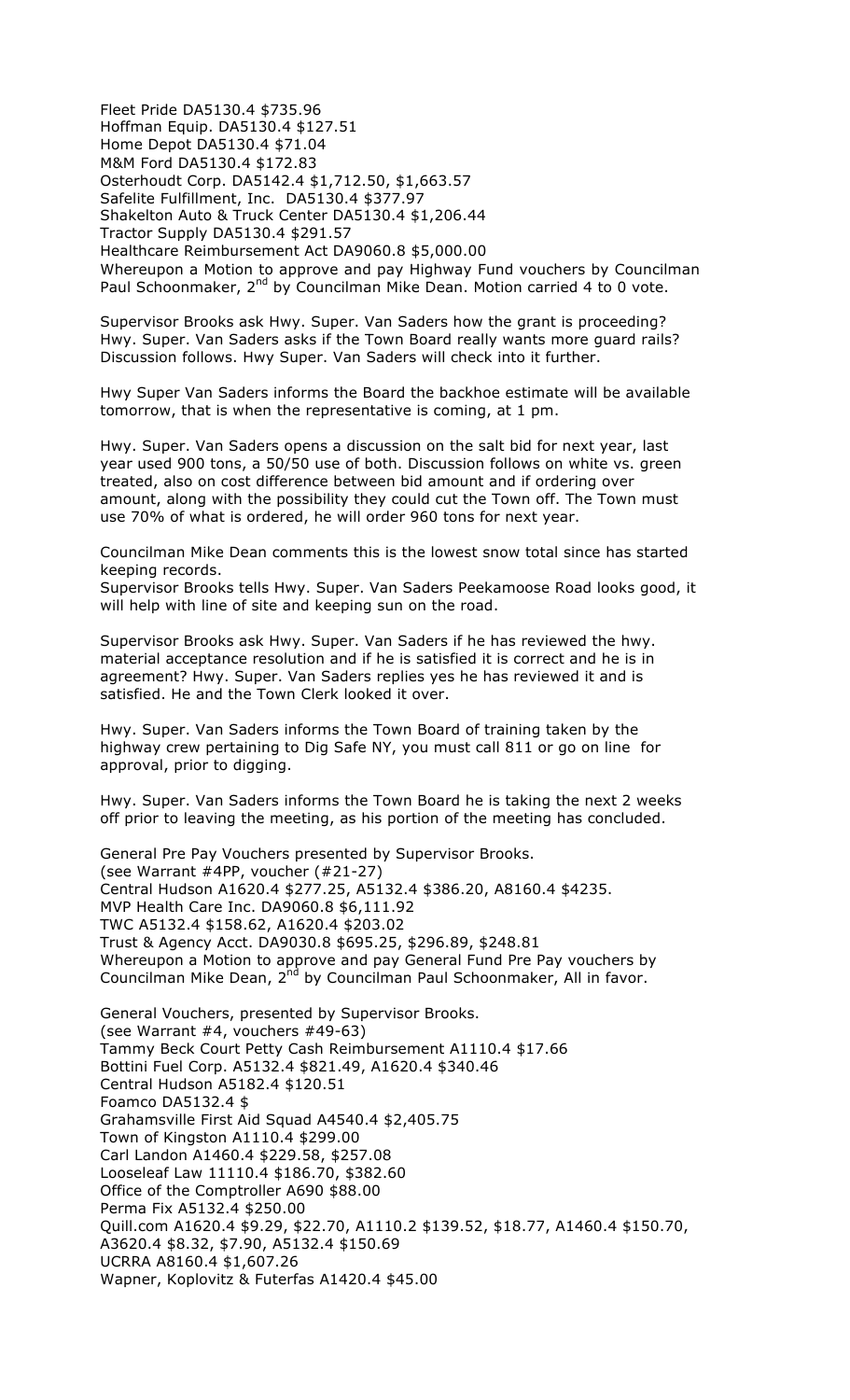Fleet Pride DA5130.4 $735.96
Hoffman Equip. DA5130.4 $127.51
Home Depot DA5130.4 $71.04
M&M Ford DA5130.4 $172.83
Osterhoudt Corp. DA5142.4 $1,712.50, $1,663.57
Safelite Fulfillment, Inc. DA5130.4 $377.97
Shakelton Auto & Truck Center DA5130.4 $1,206.44
Tractor Supply DA5130.4 $291.57
Healthcare Reimbursement Act DA9060.8 $5,000.00
Whereupon a Motion to approve and pay Highway Fund vouchers by Councilman Paul Schoonmaker, 2nd by Councilman Mike Dean. Motion carried 4 to 0 vote.

Supervisor Brooks ask Hwy. Super. Van Saders how the grant is proceeding? Hwy. Super. Van Saders asks if the Town Board really wants more guard rails? Discussion follows. Hwy Super. Van Saders will check into it further.

Hwy Super Van Saders informs the Board the backhoe estimate will be available tomorrow, that is when the representative is coming, at 1 pm.

Hwy. Super. Van Saders opens a discussion on the salt bid for next year, last year used 900 tons, a 50/50 use of both. Discussion follows on white vs. green treated, also on cost difference between bid amount and if ordering over amount, along with the possibility they could cut the Town off. The Town must use 70% of what is ordered, he will order 960 tons for next year.

Councilman Mike Dean comments this is the lowest snow total since has started keeping records.
Supervisor Brooks tells Hwy. Super. Van Saders Peekamoose Road looks good, it will help with line of site and keeping sun on the road.

Supervisor Brooks ask Hwy. Super. Van Saders if he has reviewed the hwy. material acceptance resolution and if he is satisfied it is correct and he is in agreement? Hwy. Super. Van Saders replies yes he has reviewed it and is satisfied. He and the Town Clerk looked it over.

Hwy. Super. Van Saders informs the Town Board of training taken by the highway crew pertaining to Dig Safe NY, you must call 811 or go on line for approval, prior to digging.

Hwy. Super. Van Saders informs the Town Board he is taking the next 2 weeks off prior to leaving the meeting, as his portion of the meeting has concluded.

General Pre Pay Vouchers presented by Supervisor Brooks.
(see Warrant #4PP, voucher (#21-27)
Central Hudson A1620.4 $277.25, A5132.4 $386.20, A8160.4 $4235.
MVP Health Care Inc. DA9060.8 $6,111.92
TWC A5132.4 $158.62, A1620.4 $203.02
Trust & Agency Acct. DA9030.8 $695.25, $296.89, $248.81
Whereupon a Motion to approve and pay General Fund Pre Pay vouchers by Councilman Mike Dean, 2nd by Councilman Paul Schoonmaker, All in favor.

General Vouchers, presented by Supervisor Brooks.
(see Warrant #4, vouchers #49-63)
Tammy Beck Court Petty Cash Reimbursement A1110.4 $17.66
Bottini Fuel Corp. A5132.4 $821.49, A1620.4 $340.46
Central Hudson A5182.4 $120.51
Foamco DA5132.4 $
Grahamsville First Aid Squad A4540.4 $2,405.75
Town of Kingston A1110.4 $299.00
Carl Landon A1460.4 $229.58, $257.08
Looseleaf Law 11110.4 $186.70, $382.60
Office of the Comptroller A690 $88.00
Perma Fix A5132.4 $250.00
Quill.com A1620.4 $9.29, $22.70, A1110.2 $139.52, $18.77, A1460.4 $150.70, A3620.4 $8.32, $7.90, A5132.4 $150.69
UCRRA A8160.4 $1,607.26
Wapner, Koplovitz & Futerfas A1420.4 $45.00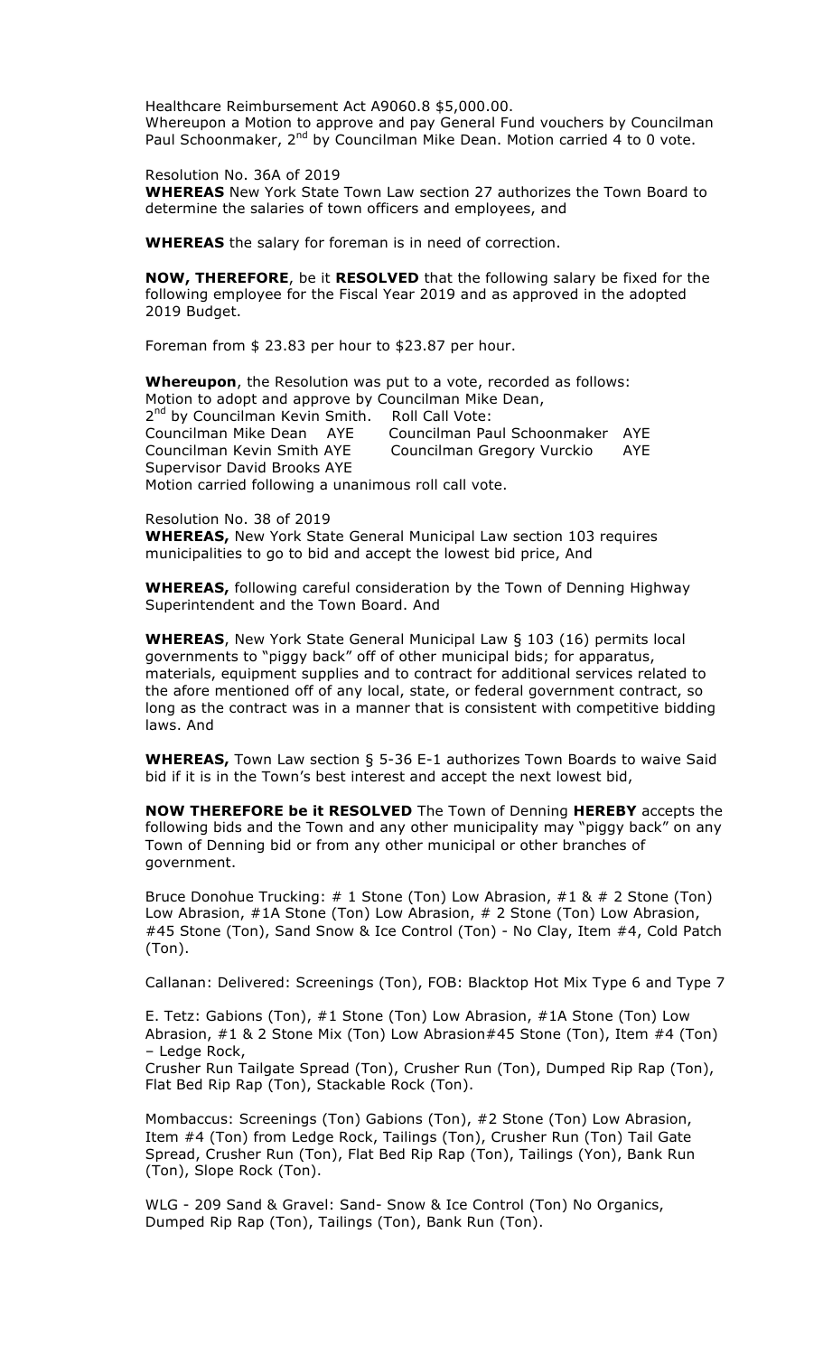Healthcare Reimbursement Act A9060.8 $5,000.00.
Whereupon a Motion to approve and pay General Fund vouchers by Councilman Paul Schoonmaker, 2nd by Councilman Mike Dean. Motion carried 4 to 0 vote.

Resolution No. 36A of 2019
**WHEREAS** New York State Town Law section 27 authorizes the Town Board to determine the salaries of town officers and employees, and

**WHEREAS** the salary for foreman is in need of correction.

**NOW, THEREFORE**, be it **RESOLVED** that the following salary be fixed for the following employee for the Fiscal Year 2019 and as approved in the adopted 2019 Budget.

Foreman from $ 23.83 per hour to $23.87 per hour.

**Whereupon**, the Resolution was put to a vote, recorded as follows:
Motion to adopt and approve by Councilman Mike Dean,
2nd by Councilman Kevin Smith. Roll Call Vote:
Councilman Mike Dean AYE Councilman Paul Schoonmaker AYE
Councilman Kevin Smith AYE Councilman Gregory Vurckio AYE
Supervisor David Brooks AYE
Motion carried following a unanimous roll call vote.

Resolution No. 38 of 2019
**WHEREAS,** New York State General Municipal Law section 103 requires municipalities to go to bid and accept the lowest bid price, And

**WHEREAS,** following careful consideration by the Town of Denning Highway Superintendent and the Town Board. And

**WHEREAS**, New York State General Municipal Law § 103 (16) permits local governments to "piggy back" off of other municipal bids; for apparatus, materials, equipment supplies and to contract for additional services related to the afore mentioned off of any local, state, or federal government contract, so long as the contract was in a manner that is consistent with competitive bidding laws. And

**WHEREAS,** Town Law section § 5-36 E-1 authorizes Town Boards to waive Said bid if it is in the Town's best interest and accept the next lowest bid,

**NOW THEREFORE be it RESOLVED** The Town of Denning **HEREBY** accepts the following bids and the Town and any other municipality may "piggy back" on any Town of Denning bid or from any other municipal or other branches of government.

Bruce Donohue Trucking: # 1 Stone (Ton) Low Abrasion, #1 & # 2 Stone (Ton) Low Abrasion, #1A Stone (Ton) Low Abrasion, # 2 Stone (Ton) Low Abrasion, #45 Stone (Ton), Sand Snow & Ice Control (Ton) - No Clay, Item #4, Cold Patch (Ton).

Callanan: Delivered: Screenings (Ton), FOB: Blacktop Hot Mix Type 6 and Type 7

E. Tetz: Gabions (Ton), #1 Stone (Ton) Low Abrasion, #1A Stone (Ton) Low Abrasion, #1 & 2 Stone Mix (Ton) Low Abrasion#45 Stone (Ton), Item #4 (Ton) – Ledge Rock,
Crusher Run Tailgate Spread (Ton), Crusher Run (Ton), Dumped Rip Rap (Ton), Flat Bed Rip Rap (Ton), Stackable Rock (Ton).

Mombaccus: Screenings (Ton) Gabions (Ton), #2 Stone (Ton) Low Abrasion, Item #4 (Ton) from Ledge Rock, Tailings (Ton), Crusher Run (Ton) Tail Gate Spread, Crusher Run (Ton), Flat Bed Rip Rap (Ton), Tailings (Yon), Bank Run (Ton), Slope Rock (Ton).

WLG - 209 Sand & Gravel: Sand- Snow & Ice Control (Ton) No Organics, Dumped Rip Rap (Ton), Tailings (Ton), Bank Run (Ton).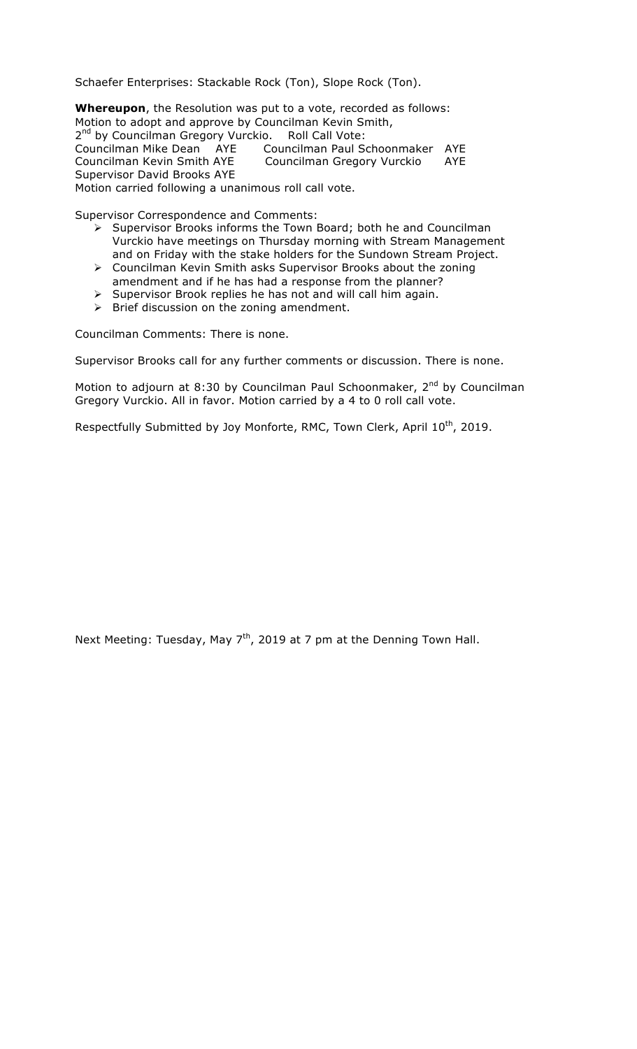Schaefer Enterprises: Stackable Rock (Ton), Slope Rock (Ton).

**Whereupon**, the Resolution was put to a vote, recorded as follows:
Motion to adopt and approve by Councilman Kevin Smith,
2nd by Councilman Gregory Vurckio. Roll Call Vote:

| | |
|---|---|
| Councilman Mike Dean AYE | Councilman Paul Schoonmaker AYE |
| Councilman Kevin Smith AYE | Councilman Gregory Vurckio AYE |
| Supervisor David Brooks AYE | |

Motion carried following a unanimous roll call vote.

Supervisor Correspondence and Comments:

- Supervisor Brooks informs the Town Board; both he and Councilman Vurckio have meetings on Thursday morning with Stream Management and on Friday with the stake holders for the Sundown Stream Project.
- Councilman Kevin Smith asks Supervisor Brooks about the zoning amendment and if he has had a response from the planner?
- Supervisor Brook replies he has not and will call him again.
- Brief discussion on the zoning amendment.

Councilman Comments: There is none.

Supervisor Brooks call for any further comments or discussion. There is none.

Motion to adjourn at 8:30 by Councilman Paul Schoonmaker, 2nd by Councilman Gregory Vurckio. All in favor. Motion carried by a 4 to 0 roll call vote.

Respectfully Submitted by Joy Monforte, RMC, Town Clerk, April 10th, 2019.

Next Meeting: Tuesday, May 7th, 2019 at 7 pm at the Denning Town Hall.